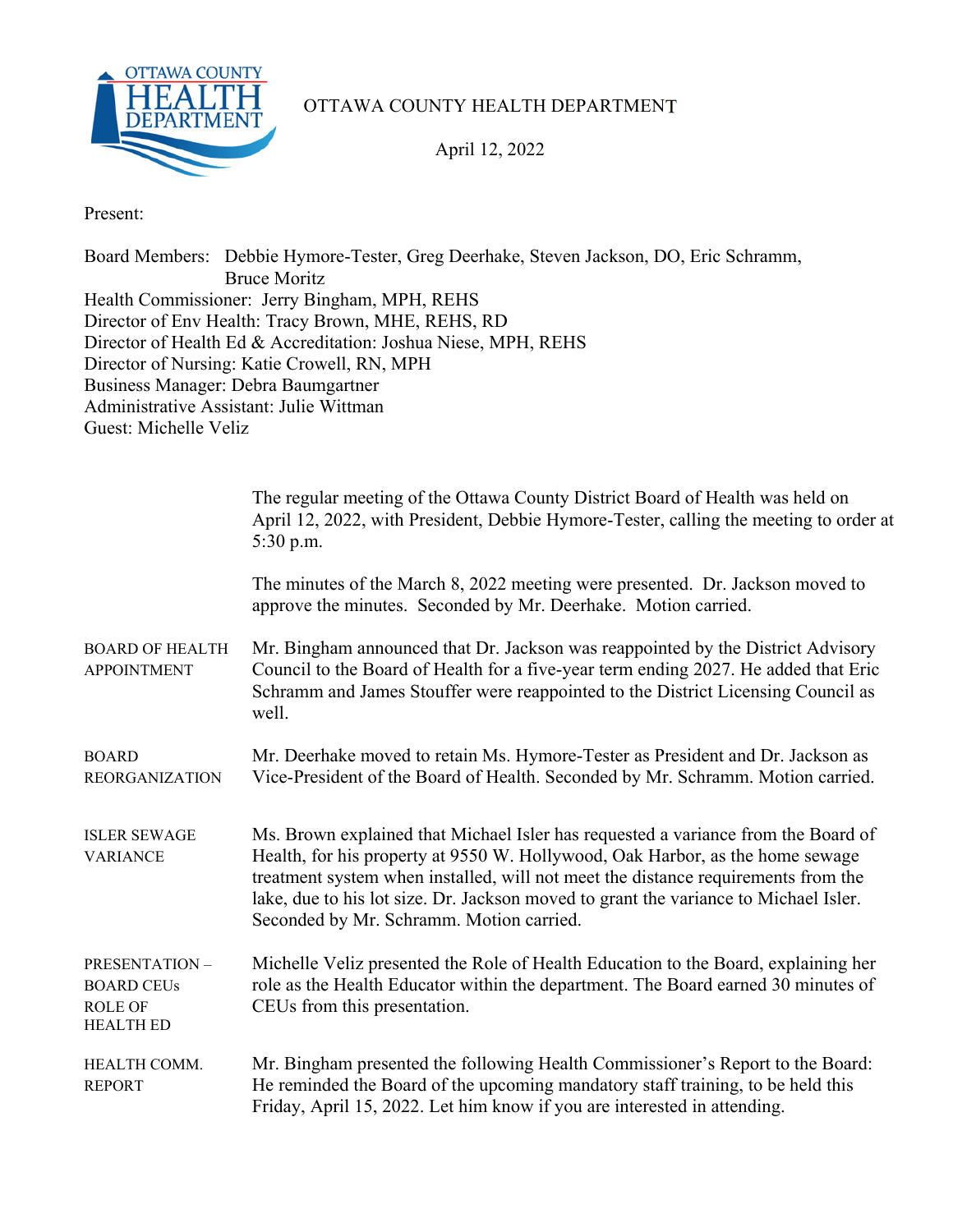# OTTAWA COUNTY HEALTH DEPARTMENT

April 12, 2022

Present:

Board Members: Debbie Hymore-Tester, Greg Deerhake, Steven Jackson, DO, Eric Schramm, Bruce Moritz
Health Commissioner: Jerry Bingham, MPH, REHS
Director of Env Health: Tracy Brown, MHE, REHS, RD
Director of Health Ed & Accreditation: Joshua Niese, MPH, REHS
Director of Nursing: Katie Crowell, RN, MPH
Business Manager: Debra Baumgartner
Administrative Assistant: Julie Wittman
Guest: Michelle Veliz

The regular meeting of the Ottawa County District Board of Health was held on April 12, 2022, with President, Debbie Hymore-Tester, calling the meeting to order at 5:30 p.m.

The minutes of the March 8, 2022 meeting were presented. Dr. Jackson moved to approve the minutes. Seconded by Mr. Deerhake. Motion carried.

**BOARD OF HEALTH APPOINTMENT**

Mr. Bingham announced that Dr. Jackson was reappointed by the District Advisory Council to the Board of Health for a five-year term ending 2027. He added that Eric Schramm and James Stouffer were reappointed to the District Licensing Council as well.

**BOARD REORGANIZATION**

Mr. Deerhake moved to retain Ms. Hymore-Tester as President and Dr. Jackson as Vice-President of the Board of Health. Seconded by Mr. Schramm. Motion carried.

**ISLER SEWAGE VARIANCE**

Ms. Brown explained that Michael Isler has requested a variance from the Board of Health, for his property at 9550 W. Hollywood, Oak Harbor, as the home sewage treatment system when installed, will not meet the distance requirements from the lake, due to his lot size. Dr. Jackson moved to grant the variance to Michael Isler. Seconded by Mr. Schramm. Motion carried.

**PRESENTATION – BOARD CEUs ROLE OF HEALTH ED**

Michelle Veliz presented the Role of Health Education to the Board, explaining her role as the Health Educator within the department. The Board earned 30 minutes of CEUs from this presentation.

**HEALTH COMM. REPORT**

Mr. Bingham presented the following Health Commissioner's Report to the Board: He reminded the Board of the upcoming mandatory staff training, to be held this Friday, April 15, 2022. Let him know if you are interested in attending.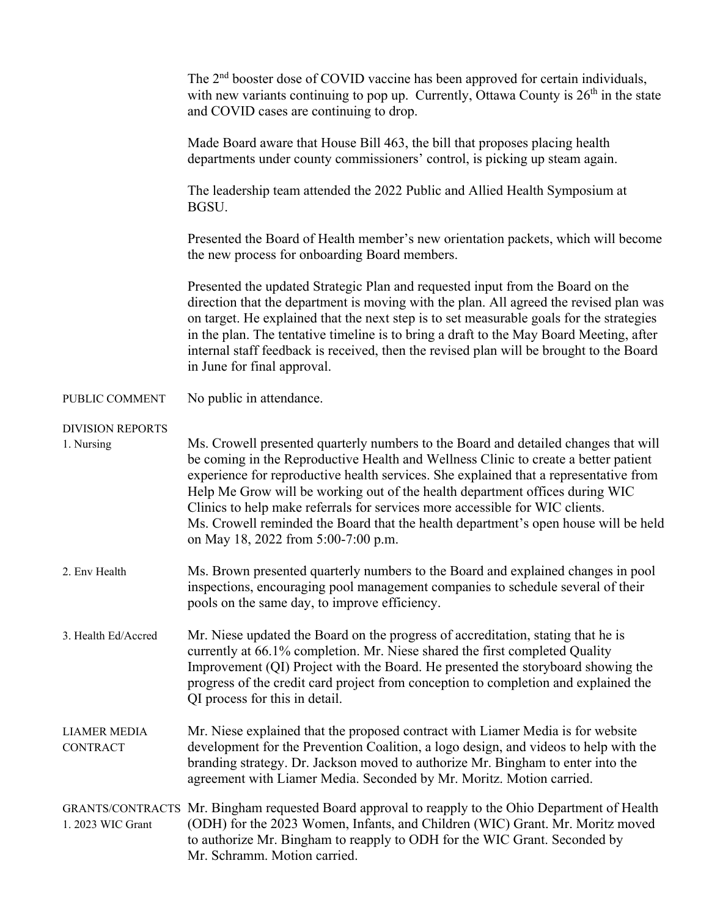The 2nd booster dose of COVID vaccine has been approved for certain individuals, with new variants continuing to pop up. Currently, Ottawa County is 26th in the state and COVID cases are continuing to drop.

Made Board aware that House Bill 463, the bill that proposes placing health departments under county commissioners' control, is picking up steam again.

The leadership team attended the 2022 Public and Allied Health Symposium at BGSU.

Presented the Board of Health member's new orientation packets, which will become the new process for onboarding Board members.

Presented the updated Strategic Plan and requested input from the Board on the direction that the department is moving with the plan. All agreed the revised plan was on target. He explained that the next step is to set measurable goals for the strategies in the plan. The tentative timeline is to bring a draft to the May Board Meeting, after internal staff feedback is received, then the revised plan will be brought to the Board in June for final approval.

PUBLIC COMMENT

No public in attendance.

DIVISION REPORTS

1. Nursing

Ms. Crowell presented quarterly numbers to the Board and detailed changes that will be coming in the Reproductive Health and Wellness Clinic to create a better patient experience for reproductive health services. She explained that a representative from Help Me Grow will be working out of the health department offices during WIC Clinics to help make referrals for services more accessible for WIC clients. Ms. Crowell reminded the Board that the health department's open house will be held on May 18, 2022 from 5:00-7:00 p.m.

2. Env Health

Ms. Brown presented quarterly numbers to the Board and explained changes in pool inspections, encouraging pool management companies to schedule several of their pools on the same day, to improve efficiency.

3. Health Ed/Accred

Mr. Niese updated the Board on the progress of accreditation, stating that he is currently at 66.1% completion. Mr. Niese shared the first completed Quality Improvement (QI) Project with the Board. He presented the storyboard showing the progress of the credit card project from conception to completion and explained the QI process for this in detail.

LIAMER MEDIA CONTRACT

Mr. Niese explained that the proposed contract with Liamer Media is for website development for the Prevention Coalition, a logo design, and videos to help with the branding strategy. Dr. Jackson moved to authorize Mr. Bingham to enter into the agreement with Liamer Media. Seconded by Mr. Moritz. Motion carried.

GRANTS/CONTRACTS

1. 2023 WIC Grant

Mr. Bingham requested Board approval to reapply to the Ohio Department of Health (ODH) for the 2023 Women, Infants, and Children (WIC) Grant. Mr. Moritz moved to authorize Mr. Bingham to reapply to ODH for the WIC Grant. Seconded by Mr. Schramm. Motion carried.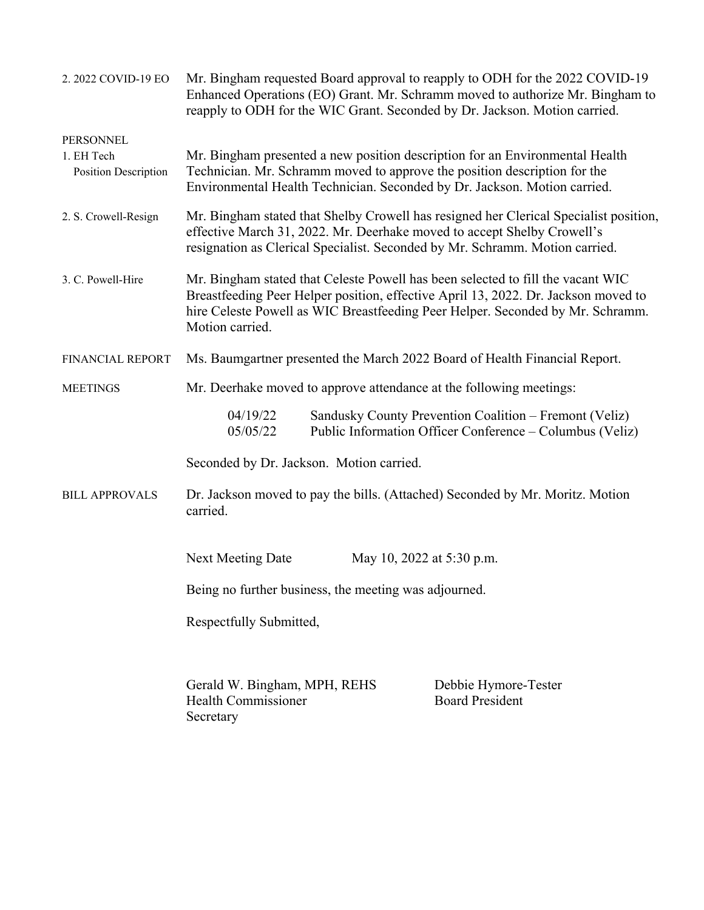**2. 2022 COVID-19 EO** — Mr. Bingham requested Board approval to reapply to ODH for the 2022 COVID-19 Enhanced Operations (EO) Grant. Mr. Schramm moved to authorize Mr. Bingham to reapply to ODH for the WIC Grant. Seconded by Dr. Jackson. Motion carried.

**PERSONNEL**

**1. EH Tech Position Description** — Mr. Bingham presented a new position description for an Environmental Health Technician. Mr. Schramm moved to approve the position description for the Environmental Health Technician. Seconded by Dr. Jackson. Motion carried.

**2. S. Crowell-Resign** — Mr. Bingham stated that Shelby Crowell has resigned her Clerical Specialist position, effective March 31, 2022. Mr. Deerhake moved to accept Shelby Crowell's resignation as Clerical Specialist. Seconded by Mr. Schramm. Motion carried.

**3. C. Powell-Hire** — Mr. Bingham stated that Celeste Powell has been selected to fill the vacant WIC Breastfeeding Peer Helper position, effective April 13, 2022. Dr. Jackson moved to hire Celeste Powell as WIC Breastfeeding Peer Helper. Seconded by Mr. Schramm. Motion carried.

**FINANCIAL REPORT** — Ms. Baumgartner presented the March 2022 Board of Health Financial Report.

**MEETINGS** — Mr. Deerhake moved to approve attendance at the following meetings:

| Date | Meeting |
|---|---|
| 04/19/22 | Sandusky County Prevention Coalition – Fremont (Veliz) |
| 05/05/22 | Public Information Officer Conference – Columbus (Veliz) |

Seconded by Dr. Jackson. Motion carried.

**BILL APPROVALS** — Dr. Jackson moved to pay the bills. (Attached) Seconded by Mr. Moritz. Motion carried.

Next Meeting Date May 10, 2022 at 5:30 p.m.

Being no further business, the meeting was adjourned.

Respectfully Submitted,

Gerald W. Bingham, MPH, REHS
Health Commissioner
Secretary

Debbie Hymore-Tester
Board President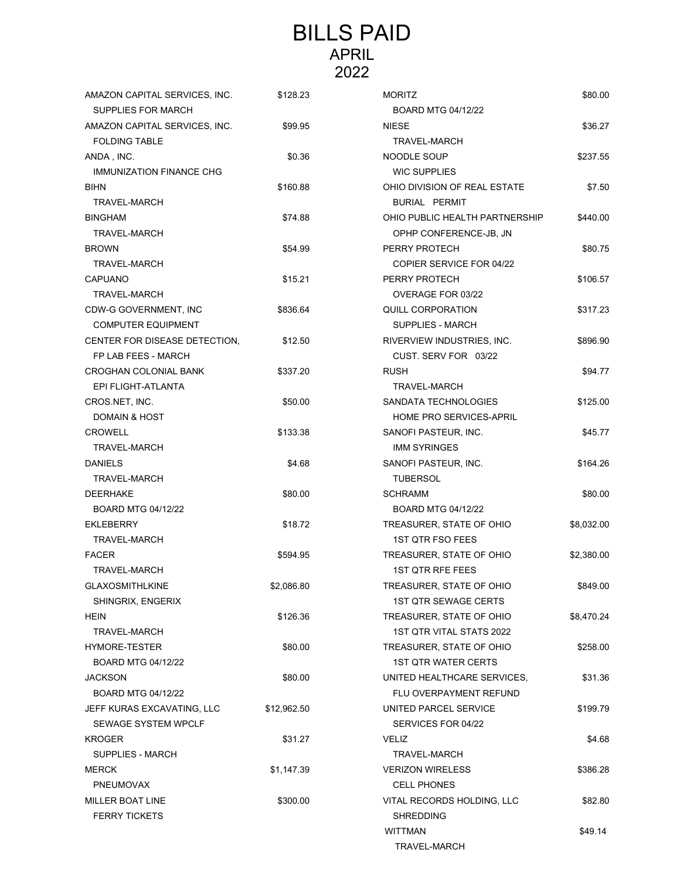# BILLS PAID
## APRIL
## 2022

| | |
|---|---|
| AMAZON CAPITAL SERVICES, INC.<br>SUPPLIES FOR MARCH | $128.23 |
| AMAZON CAPITAL SERVICES, INC.<br>FOLDING TABLE | $99.95 |
| ANDA , INC.<br>IMMUNIZATION FINANCE CHG | $0.36 |
| BIHN<br>TRAVEL-MARCH | $160.88 |
| BINGHAM<br>TRAVEL-MARCH | $74.88 |
| BROWN<br>TRAVEL-MARCH | $54.99 |
| CAPUANO<br>TRAVEL-MARCH | $15.21 |
| CDW-G GOVERNMENT, INC<br>COMPUTER EQUIPMENT | $836.64 |
| CENTER FOR DISEASE DETECTION,<br>FP LAB FEES - MARCH | $12.50 |
| CROGHAN COLONIAL BANK<br>EPI FLIGHT-ATLANTA | $337.20 |
| CROS.NET, INC.<br>DOMAIN & HOST | $50.00 |
| CROWELL<br>TRAVEL-MARCH | $133.38 |
| DANIELS<br>TRAVEL-MARCH | $4.68 |
| DEERHAKE<br>BOARD MTG 04/12/22 | $80.00 |
| EKLEBERRY<br>TRAVEL-MARCH | $18.72 |
| FACER<br>TRAVEL-MARCH | $594.95 |
| GLAXOSMITHLKINE<br>SHINGRIX, ENGERIX | $2,086.80 |
| HEIN<br>TRAVEL-MARCH | $126.36 |
| HYMORE-TESTER<br>BOARD MTG 04/12/22 | $80.00 |
| JACKSON<br>BOARD MTG 04/12/22 | $80.00 |
| JEFF KURAS EXCAVATING, LLC<br>SEWAGE SYSTEM WPCLF | $12,962.50 |
| KROGER<br>SUPPLIES - MARCH | $31.27 |
| MERCK<br>PNEUMOVAX | $1,147.39 |
| MILLER BOAT LINE<br>FERRY TICKETS | $300.00 |
| MORITZ<br>BOARD MTG 04/12/22 | $80.00 |
| NIESE<br>TRAVEL-MARCH | $36.27 |
| NOODLE SOUP<br>WIC SUPPLIES | $237.55 |
| OHIO DIVISION OF REAL ESTATE<br>BURIAL PERMIT | $7.50 |
| OHIO PUBLIC HEALTH PARTNERSHIP<br>OPHP CONFERENCE-JB, JN | $440.00 |
| PERRY PROTECH<br>COPIER SERVICE FOR 04/22 | $80.75 |
| PERRY PROTECH<br>OVERAGE FOR 03/22 | $106.57 |
| QUILL CORPORATION<br>SUPPLIES - MARCH | $317.23 |
| RIVERVIEW INDUSTRIES, INC.<br>CUST. SERV FOR 03/22 | $896.90 |
| RUSH<br>TRAVEL-MARCH | $94.77 |
| SANDATA TECHNOLOGIES<br>HOME PRO SERVICES-APRIL | $125.00 |
| SANOFI PASTEUR, INC.<br>IMM SYRINGES | $45.77 |
| SANOFI PASTEUR, INC.<br>TUBERSOL | $164.26 |
| SCHRAMM<br>BOARD MTG 04/12/22 | $80.00 |
| TREASURER, STATE OF OHIO<br>1ST QTR FSO FEES | $8,032.00 |
| TREASURER, STATE OF OHIO<br>1ST QTR RFE FEES | $2,380.00 |
| TREASURER, STATE OF OHIO<br>1ST QTR SEWAGE CERTS | $849.00 |
| TREASURER, STATE OF OHIO<br>1ST QTR VITAL STATS 2022 | $8,470.24 |
| TREASURER, STATE OF OHIO<br>1ST QTR WATER CERTS | $258.00 |
| UNITED HEALTHCARE SERVICES,<br>FLU OVERPAYMENT REFUND | $31.36 |
| UNITED PARCEL SERVICE<br>SERVICES FOR 04/22 | $199.79 |
| VELIZ<br>TRAVEL-MARCH | $4.68 |
| VERIZON WIRELESS<br>CELL PHONES | $386.28 |
| VITAL RECORDS HOLDING, LLC<br>SHREDDING | $82.80 |
| WITTMAN<br>TRAVEL-MARCH | $49.14 |